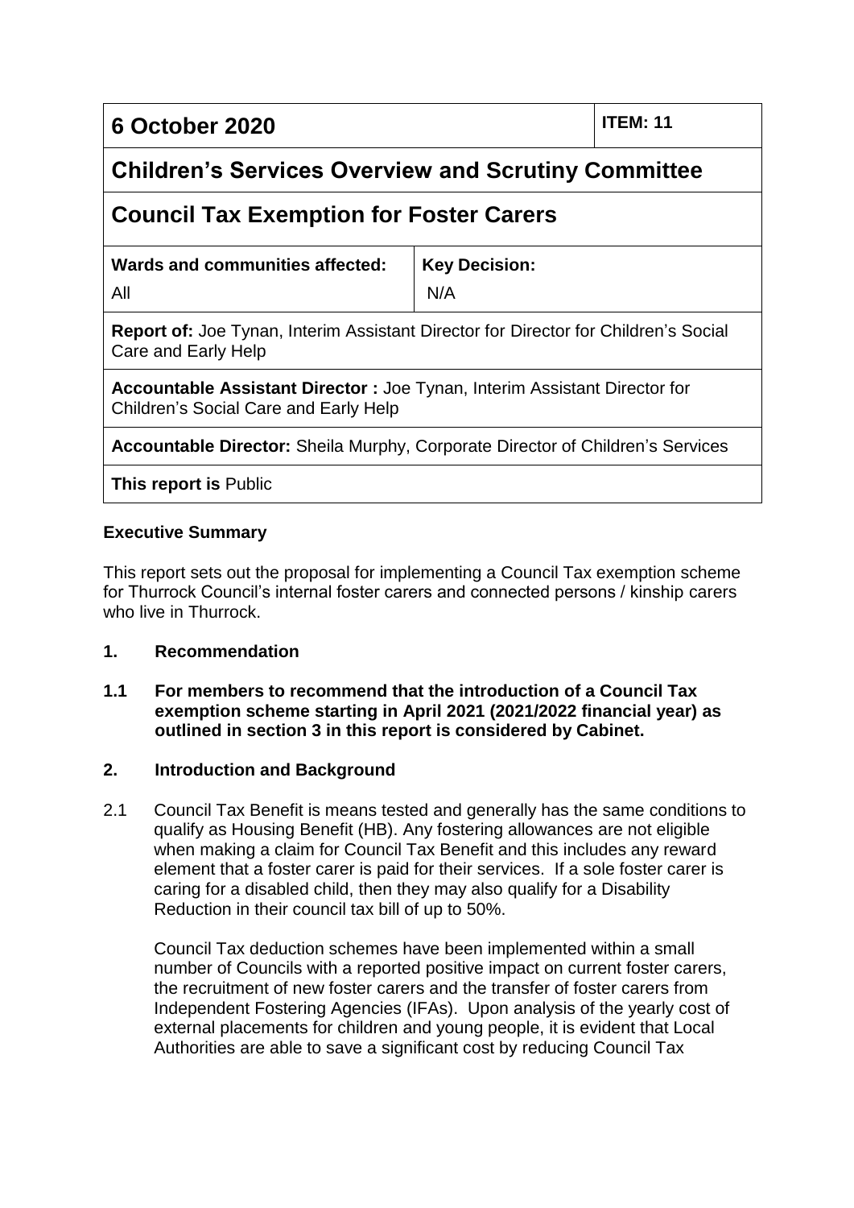| 6 October 2020 | | ITEM: 11 |
|---|---|---|
| **Children's Services Overview and Scrutiny Committee** | | |
| **Council Tax Exemption for Foster Carers** | | |
| **Wards and communities affected:** All | **Key Decision:** N/A | |
| **Report of:** Joe Tynan, Interim Assistant Director for Director for Children's Social Care and Early Help | | |
| **Accountable Assistant Director :** Joe Tynan, Interim Assistant Director for Children's Social Care and Early Help | | |
| **Accountable Director:** Sheila Murphy, Corporate Director of Children's Services | | |
| **This report is** Public | | |

**Executive Summary**

This report sets out the proposal for implementing a Council Tax exemption scheme for Thurrock Council's internal foster carers and connected persons / kinship carers who live in Thurrock.

## 1. Recommendation

**1.1 For members to recommend that the introduction of a Council Tax exemption scheme starting in April 2021 (2021/2022 financial year) as outlined in section 3 in this report is considered by Cabinet.**

## 2. Introduction and Background

2.1 Council Tax Benefit is means tested and generally has the same conditions to qualify as Housing Benefit (HB). Any fostering allowances are not eligible when making a claim for Council Tax Benefit and this includes any reward element that a foster carer is paid for their services. If a sole foster carer is caring for a disabled child, then they may also qualify for a Disability Reduction in their council tax bill of up to 50%.

Council Tax deduction schemes have been implemented within a small number of Councils with a reported positive impact on current foster carers, the recruitment of new foster carers and the transfer of foster carers from Independent Fostering Agencies (IFAs). Upon analysis of the yearly cost of external placements for children and young people, it is evident that Local Authorities are able to save a significant cost by reducing Council Tax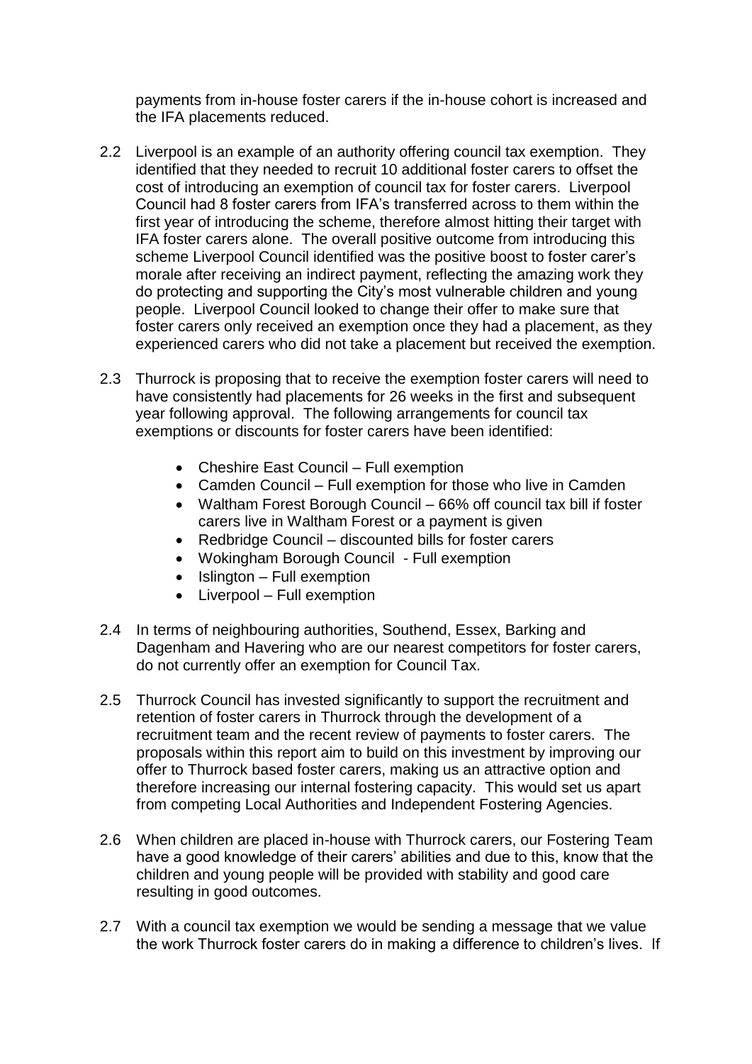payments from in-house foster carers if the in-house cohort is increased and the IFA placements reduced.

2.2 Liverpool is an example of an authority offering council tax exemption. They identified that they needed to recruit 10 additional foster carers to offset the cost of introducing an exemption of council tax for foster carers. Liverpool Council had 8 foster carers from IFA's transferred across to them within the first year of introducing the scheme, therefore almost hitting their target with IFA foster carers alone. The overall positive outcome from introducing this scheme Liverpool Council identified was the positive boost to foster carer's morale after receiving an indirect payment, reflecting the amazing work they do protecting and supporting the City's most vulnerable children and young people. Liverpool Council looked to change their offer to make sure that foster carers only received an exemption once they had a placement, as they experienced carers who did not take a placement but received the exemption.

2.3 Thurrock is proposing that to receive the exemption foster carers will need to have consistently had placements for 26 weeks in the first and subsequent year following approval. The following arrangements for council tax exemptions or discounts for foster carers have been identified:

- Cheshire East Council – Full exemption
- Camden Council – Full exemption for those who live in Camden
- Waltham Forest Borough Council – 66% off council tax bill if foster carers live in Waltham Forest or a payment is given
- Redbridge Council – discounted bills for foster carers
- Wokingham Borough Council - Full exemption
- Islington – Full exemption
- Liverpool – Full exemption

2.4 In terms of neighbouring authorities, Southend, Essex, Barking and Dagenham and Havering who are our nearest competitors for foster carers, do not currently offer an exemption for Council Tax.

2.5 Thurrock Council has invested significantly to support the recruitment and retention of foster carers in Thurrock through the development of a recruitment team and the recent review of payments to foster carers. The proposals within this report aim to build on this investment by improving our offer to Thurrock based foster carers, making us an attractive option and therefore increasing our internal fostering capacity. This would set us apart from competing Local Authorities and Independent Fostering Agencies.

2.6 When children are placed in-house with Thurrock carers, our Fostering Team have a good knowledge of their carers' abilities and due to this, know that the children and young people will be provided with stability and good care resulting in good outcomes.

2.7 With a council tax exemption we would be sending a message that we value the work Thurrock foster carers do in making a difference to children's lives. If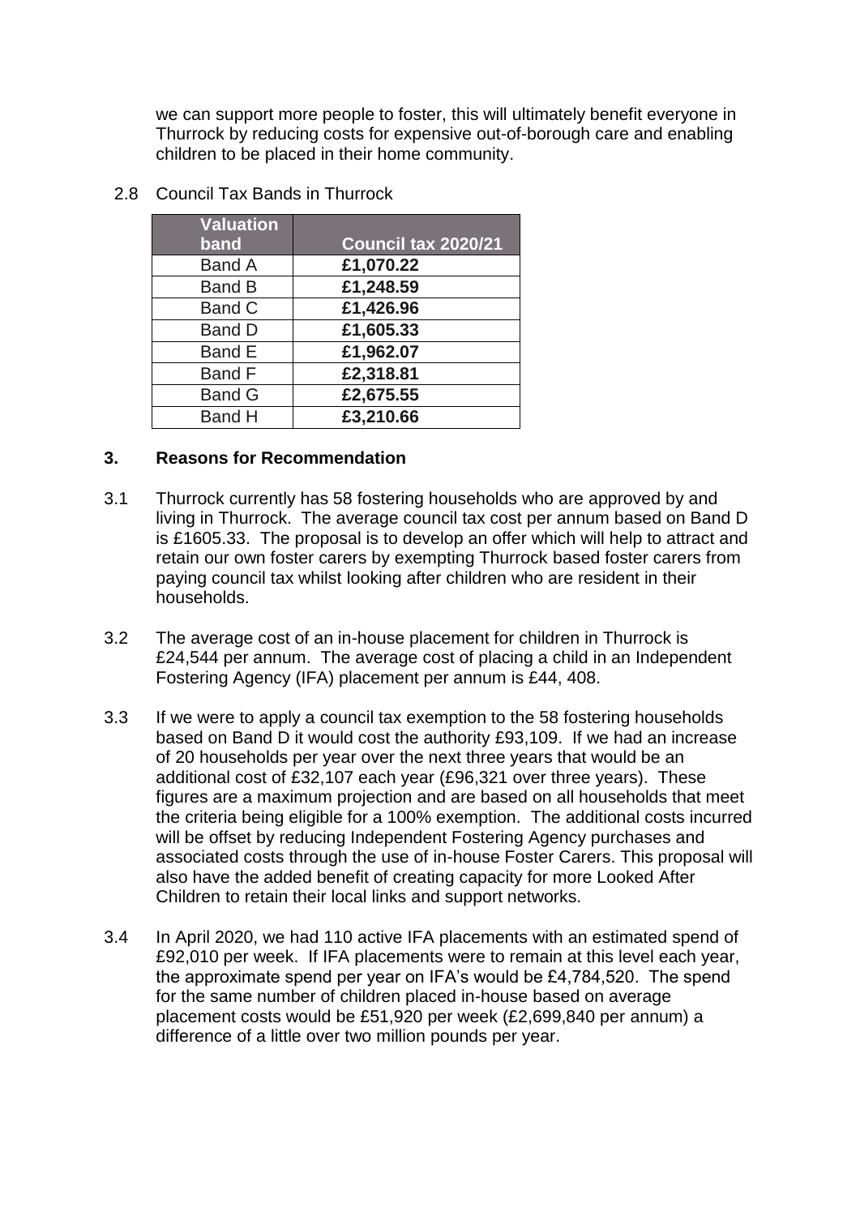we can support more people to foster, this will ultimately benefit everyone in Thurrock by reducing costs for expensive out-of-borough care and enabling children to be placed in their home community.

2.8 Council Tax Bands in Thurrock

| Valuation band | Council tax 2020/21 |
|---|---|
| Band A | **£1,070.22** |
| Band B | **£1,248.59** |
| Band C | **£1,426.96** |
| Band D | **£1,605.33** |
| Band E | **£1,962.07** |
| Band F | **£2,318.81** |
| Band G | **£2,675.55** |
| Band H | **£3,210.66** |

## 3. Reasons for Recommendation

3.1 Thurrock currently has 58 fostering households who are approved by and living in Thurrock. The average council tax cost per annum based on Band D is £1605.33. The proposal is to develop an offer which will help to attract and retain our own foster carers by exempting Thurrock based foster carers from paying council tax whilst looking after children who are resident in their households.

3.2 The average cost of an in-house placement for children in Thurrock is £24,544 per annum. The average cost of placing a child in an Independent Fostering Agency (IFA) placement per annum is £44, 408.

3.3 If we were to apply a council tax exemption to the 58 fostering households based on Band D it would cost the authority £93,109. If we had an increase of 20 households per year over the next three years that would be an additional cost of £32,107 each year (£96,321 over three years). These figures are a maximum projection and are based on all households that meet the criteria being eligible for a 100% exemption. The additional costs incurred will be offset by reducing Independent Fostering Agency purchases and associated costs through the use of in-house Foster Carers. This proposal will also have the added benefit of creating capacity for more Looked After Children to retain their local links and support networks.

3.4 In April 2020, we had 110 active IFA placements with an estimated spend of £92,010 per week. If IFA placements were to remain at this level each year, the approximate spend per year on IFA's would be £4,784,520. The spend for the same number of children placed in-house based on average placement costs would be £51,920 per week (£2,699,840 per annum) a difference of a little over two million pounds per year.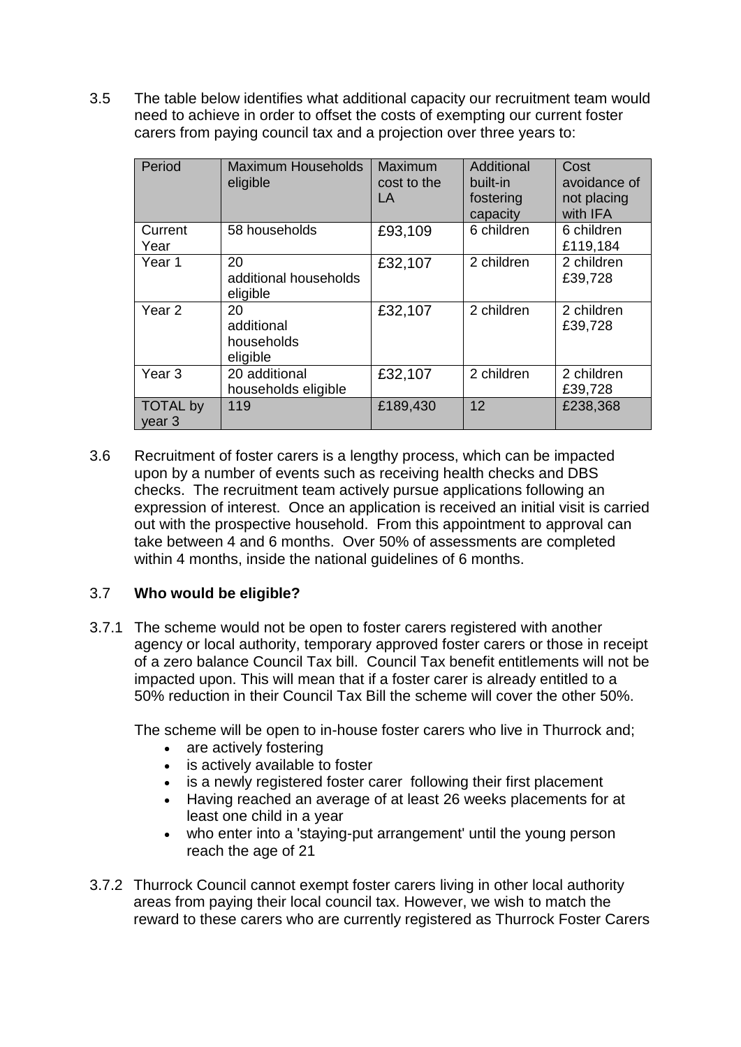3.5 The table below identifies what additional capacity our recruitment team would need to achieve in order to offset the costs of exempting our current foster carers from paying council tax and a projection over three years to:

| Period | Maximum Households eligible | Maximum cost to the LA | Additional built-in fostering capacity | Cost avoidance of not placing with IFA |
|---|---|---|---|---|
| Current Year | 58 households | £93,109 | 6 children | 6 children £119,184 |
| Year 1 | 20 additional households eligible | £32,107 | 2 children | 2 children £39,728 |
| Year 2 | 20 additional households eligible | £32,107 | 2 children | 2 children £39,728 |
| Year 3 | 20 additional households eligible | £32,107 | 2 children | 2 children £39,728 |
| TOTAL by year 3 | 119 | £189,430 | 12 | £238,368 |

3.6 Recruitment of foster carers is a lengthy process, which can be impacted upon by a number of events such as receiving health checks and DBS checks. The recruitment team actively pursue applications following an expression of interest. Once an application is received an initial visit is carried out with the prospective household. From this appointment to approval can take between 4 and 6 months. Over 50% of assessments are completed within 4 months, inside the national guidelines of 6 months.

### 3.7 **Who would be eligible?**

3.7.1 The scheme would not be open to foster carers registered with another agency or local authority, temporary approved foster carers or those in receipt of a zero balance Council Tax bill. Council Tax benefit entitlements will not be impacted upon. This will mean that if a foster carer is already entitled to a 50% reduction in their Council Tax Bill the scheme will cover the other 50%.

The scheme will be open to in-house foster carers who live in Thurrock and;

- are actively fostering
- is actively available to foster
- is a newly registered foster carer following their first placement
- Having reached an average of at least 26 weeks placements for at least one child in a year
- who enter into a 'staying-put arrangement' until the young person reach the age of 21

3.7.2 Thurrock Council cannot exempt foster carers living in other local authority areas from paying their local council tax. However, we wish to match the reward to these carers who are currently registered as Thurrock Foster Carers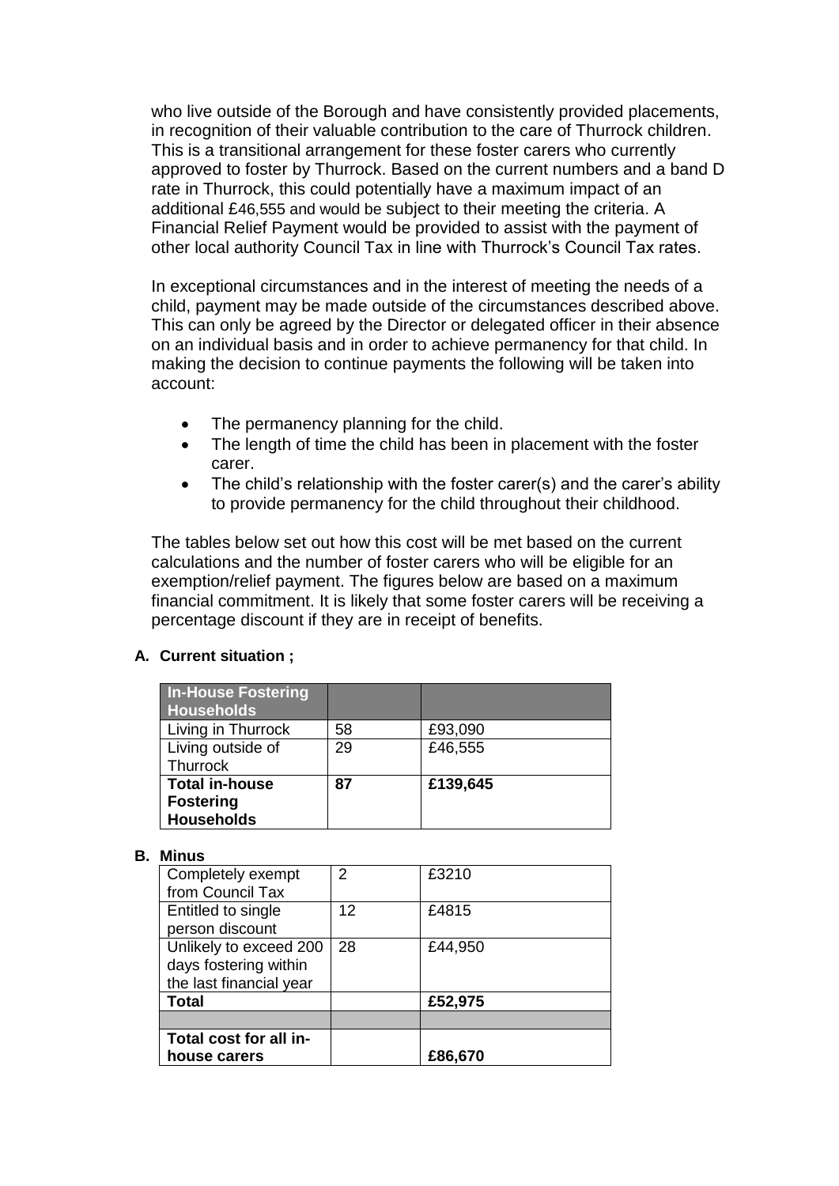who live outside of the Borough and have consistently provided placements, in recognition of their valuable contribution to the care of Thurrock children. This is a transitional arrangement for these foster carers who currently approved to foster by Thurrock. Based on the current numbers and a band D rate in Thurrock, this could potentially have a maximum impact of an additional £46,555 and would be subject to their meeting the criteria. A Financial Relief Payment would be provided to assist with the payment of other local authority Council Tax in line with Thurrock's Council Tax rates.

In exceptional circumstances and in the interest of meeting the needs of a child, payment may be made outside of the circumstances described above. This can only be agreed by the Director or delegated officer in their absence on an individual basis and in order to achieve permanency for that child. In making the decision to continue payments the following will be taken into account:

- The permanency planning for the child.
- The length of time the child has been in placement with the foster carer.
- The child's relationship with the foster carer(s) and the carer's ability to provide permanency for the child throughout their childhood.

The tables below set out how this cost will be met based on the current calculations and the number of foster carers who will be eligible for an exemption/relief payment. The figures below are based on a maximum financial commitment. It is likely that some foster carers will be receiving a percentage discount if they are in receipt of benefits.

**A. Current situation ;**

| In-House Fostering Households | | |
|---|---|---|
| Living in Thurrock | 58 | £93,090 |
| Living outside of Thurrock | 29 | £46,555 |
| **Total in-house Fostering Households** | **87** | **£139,645** |

**B. Minus**

| | | |
|---|---|---|
| Completely exempt from Council Tax | 2 | £3210 |
| Entitled to single person discount | 12 | £4815 |
| Unlikely to exceed 200 days fostering within the last financial year | 28 | £44,950 |
| **Total** | | **£52,975** |
| | | |
| **Total cost for all in-house carers** | | **£86,670** |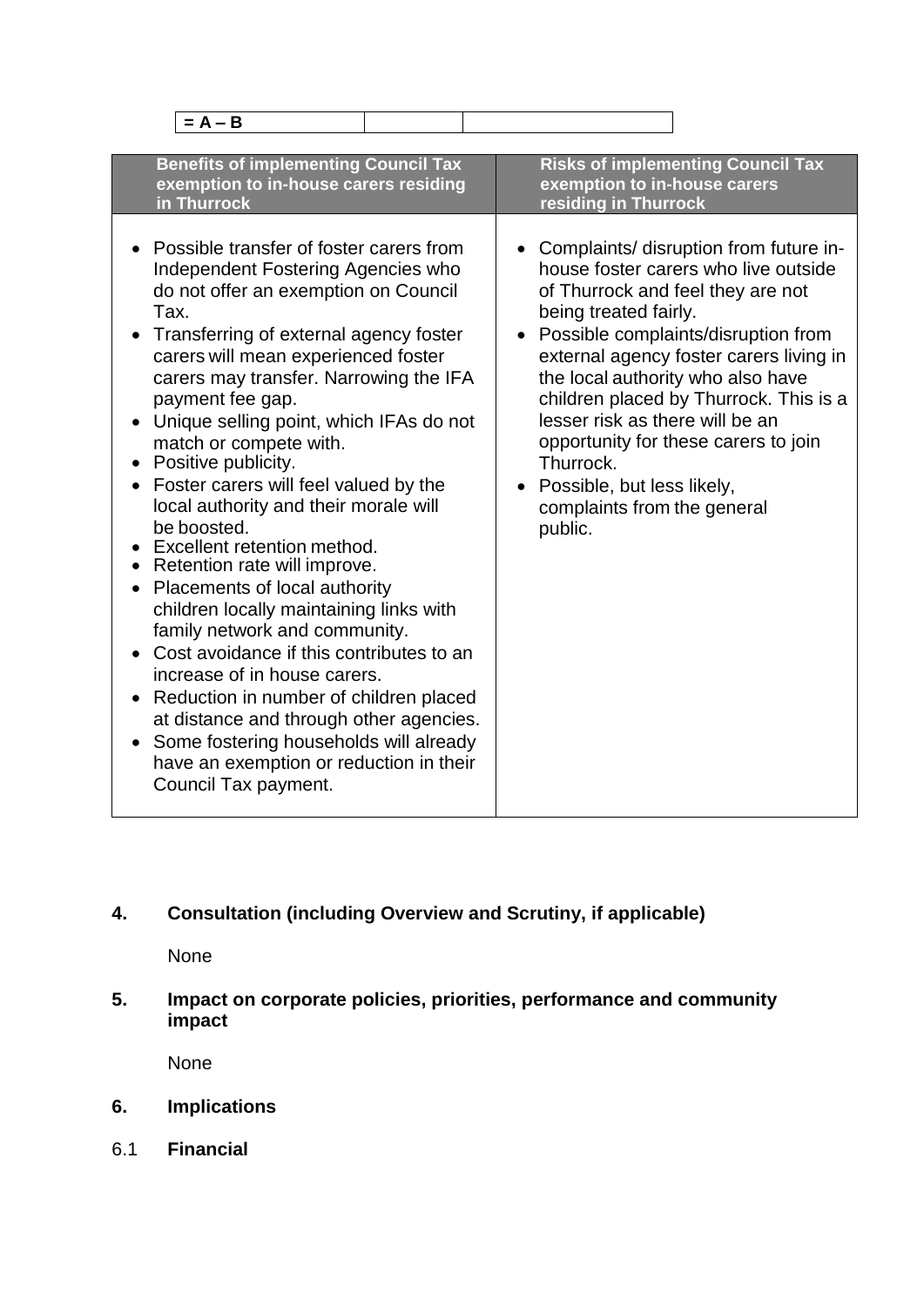| = A – B | | |
|---|---|---|

| Benefits of implementing Council Tax exemption to in-house carers residing in Thurrock | Risks of implementing Council Tax exemption to in-house carers residing in Thurrock |
|---|---|
| • Possible transfer of foster carers from Independent Fostering Agencies who do not offer an exemption on Council Tax.<br>• Transferring of external agency foster carers will mean experienced foster carers may transfer. Narrowing the IFA payment fee gap.<br>• Unique selling point, which IFAs do not match or compete with.<br>• Positive publicity.<br>• Foster carers will feel valued by the local authority and their morale will be boosted.<br>• Excellent retention method.<br>• Retention rate will improve.<br>• Placements of local authority children locally maintaining links with family network and community.<br>• Cost avoidance if this contributes to an increase of in house carers.<br>• Reduction in number of children placed at distance and through other agencies.<br>• Some fostering households will already have an exemption or reduction in their Council Tax payment. | • Complaints/ disruption from future in-house foster carers who live outside of Thurrock and feel they are not being treated fairly.<br>• Possible complaints/disruption from external agency foster carers living in the local authority who also have children placed by Thurrock. This is a lesser risk as there will be an opportunity for these carers to join Thurrock.<br>• Possible, but less likely, complaints from the general public. |

## 4. Consultation (including Overview and Scrutiny, if applicable)

None

## 5. Impact on corporate policies, priorities, performance and community impact

None

## 6. Implications

6.1 **Financial**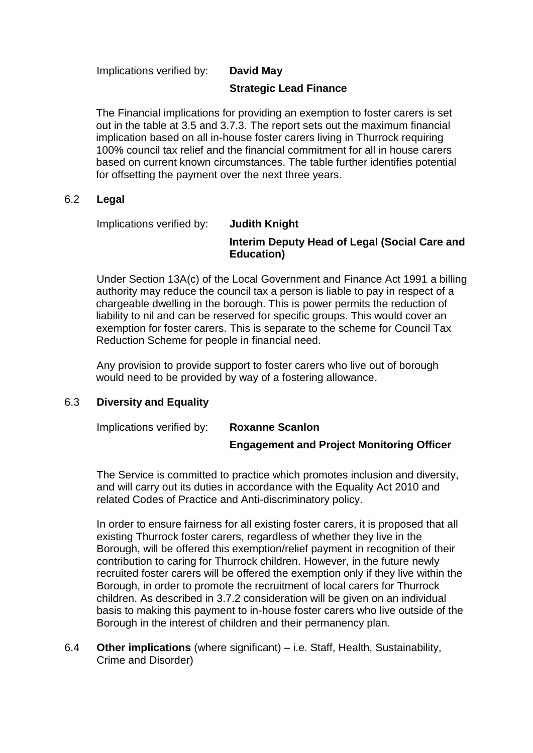Implications verified by: **David May**

**Strategic Lead Finance**

The Financial implications for providing an exemption to foster carers is set out in the table at 3.5 and 3.7.3. The report sets out the maximum financial implication based on all in-house foster carers living in Thurrock requiring 100% council tax relief and the financial commitment for all in house carers based on current known circumstances. The table further identifies potential for offsetting the payment over the next three years.

### 6.2 Legal

Implications verified by: **Judith Knight**

**Interim Deputy Head of Legal (Social Care and Education)**

Under Section 13A(c) of the Local Government and Finance Act 1991 a billing authority may reduce the council tax a person is liable to pay in respect of a chargeable dwelling in the borough. This is power permits the reduction of liability to nil and can be reserved for specific groups. This would cover an exemption for foster carers. This is separate to the scheme for Council Tax Reduction Scheme for people in financial need.

Any provision to provide support to foster carers who live out of borough would need to be provided by way of a fostering allowance.

### 6.3 Diversity and Equality

Implications verified by: **Roxanne Scanlon**

**Engagement and Project Monitoring Officer**

The Service is committed to practice which promotes inclusion and diversity, and will carry out its duties in accordance with the Equality Act 2010 and related Codes of Practice and Anti-discriminatory policy.

In order to ensure fairness for all existing foster carers, it is proposed that all existing Thurrock foster carers, regardless of whether they live in the Borough, will be offered this exemption/relief payment in recognition of their contribution to caring for Thurrock children. However, in the future newly recruited foster carers will be offered the exemption only if they live within the Borough, in order to promote the recruitment of local carers for Thurrock children. As described in 3.7.2 consideration will be given on an individual basis to making this payment to in-house foster carers who live outside of the Borough in the interest of children and their permanency plan.

6.4 **Other implications** (where significant) – i.e. Staff, Health, Sustainability, Crime and Disorder)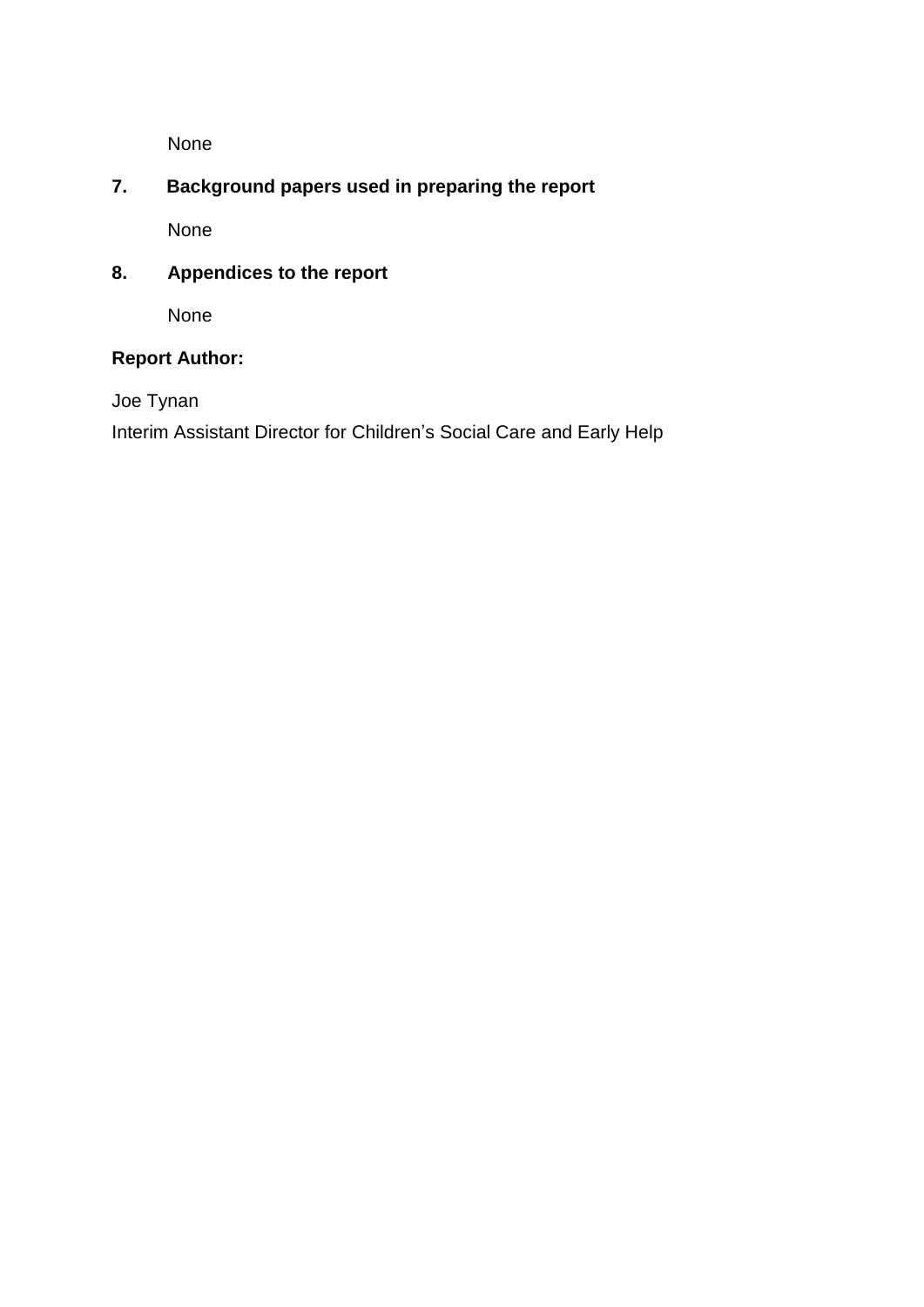None

## 7. Background papers used in preparing the report

None

## 8. Appendices to the report

None

**Report Author:**

Joe Tynan

Interim Assistant Director for Children's Social Care and Early Help